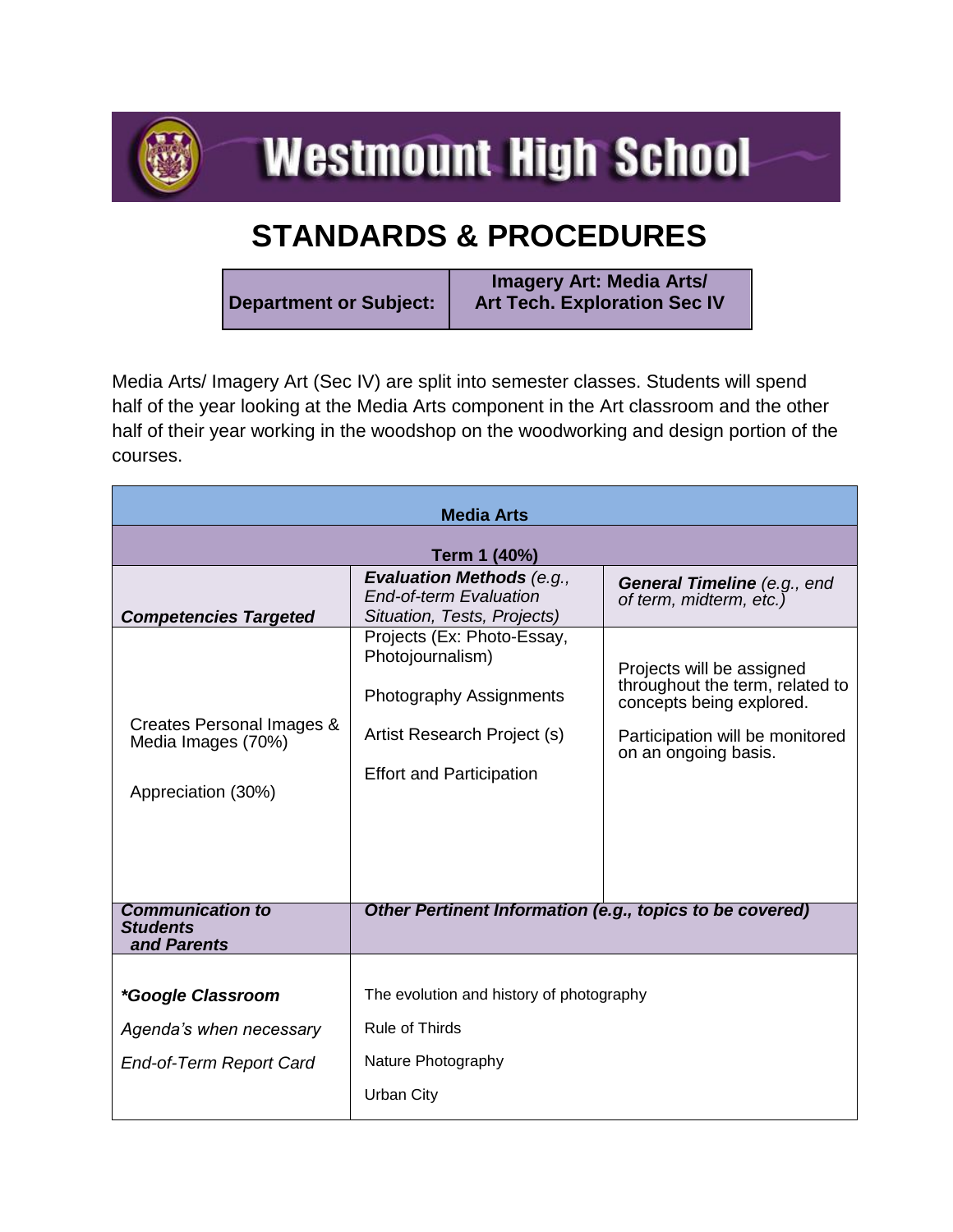# Westmount High School

## STANDARDS & PROCEDURES

| Department or Subject: | Imagery Art: Media Arts/ Art Tech. Exploration Sec IV |
|---|---|

Media Arts/ Imagery Art (Sec IV) are split into semester classes. Students will spend half of the year looking at the Media Arts component in the Art classroom and the other half of their year working in the woodshop on the woodworking and design portion of the courses.

| Media Arts | | |
|---|---|---|
| **Term 1 (40%)** | | |
| ***Competencies Targeted*** | ***Evaluation Methods*** *(e.g., End-of-term Evaluation Situation, Tests, Projects)* | ***General Timeline*** *(e.g., end of term, midterm, etc.)* |
| Creates Personal Images & Media Images (70%)<br><br>Appreciation (30%) | Projects (Ex: Photo-Essay, Photojournalism)<br><br>Photography Assignments<br><br>Artist Research Project (s)<br><br>Effort and Participation | Projects will be assigned throughout the term, related to concepts being explored.<br><br>Participation will be monitored on an ongoing basis. |
| ***Communication to Students and Parents*** | ***Other Pertinent Information (e.g., topics to be covered)*** | |
| ***\*Google Classroom***<br><br>*Agenda's when necessary*<br><br>*End-of-Term Report Card* | The evolution and history of photography<br><br>Rule of Thirds<br><br>Nature Photography<br><br>Urban City | |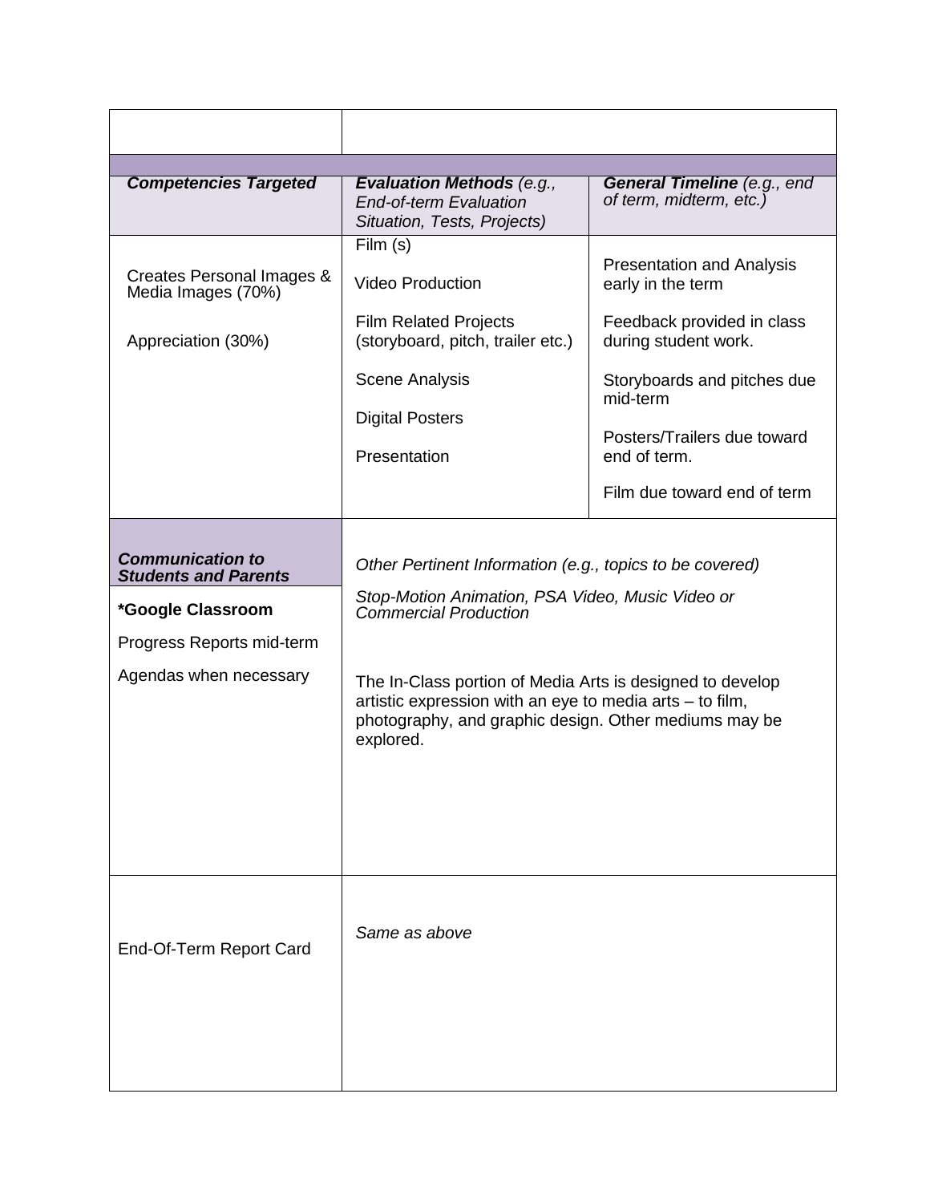| | | |
|---|---|---|
| | | |
| ***Competencies Targeted*** | ***Evaluation Methods*** *(e.g., End-of-term Evaluation Situation, Tests, Projects)* | ***General Timeline*** *(e.g., end of term, midterm, etc.)* |
| Creates Personal Images & Media Images (70%)<br><br>Appreciation (30%) | Film (s)<br><br>Video Production<br><br>Film Related Projects (storyboard, pitch, trailer etc.)<br><br>Scene Analysis<br><br>Digital Posters<br><br>Presentation | Presentation and Analysis early in the term<br><br>Feedback provided in class during student work.<br><br>Storyboards and pitches due mid-term<br><br>Posters/Trailers due toward end of term.<br><br>Film due toward end of term |

| | |
|---|---|
| ***Communication to Students and Parents*** | *Other Pertinent Information (e.g., topics to be covered)* |
| ***Google Classroom**<br><br>Progress Reports mid-term<br><br>Agendas when necessary | *Stop-Motion Animation, PSA Video, Music Video or Commercial Production*<br><br>The In-Class portion of Media Arts is designed to develop artistic expression with an eye to media arts – to film, photography, and graphic design. Other mediums may be explored. |
| End-Of-Term Report Card | *Same as above* |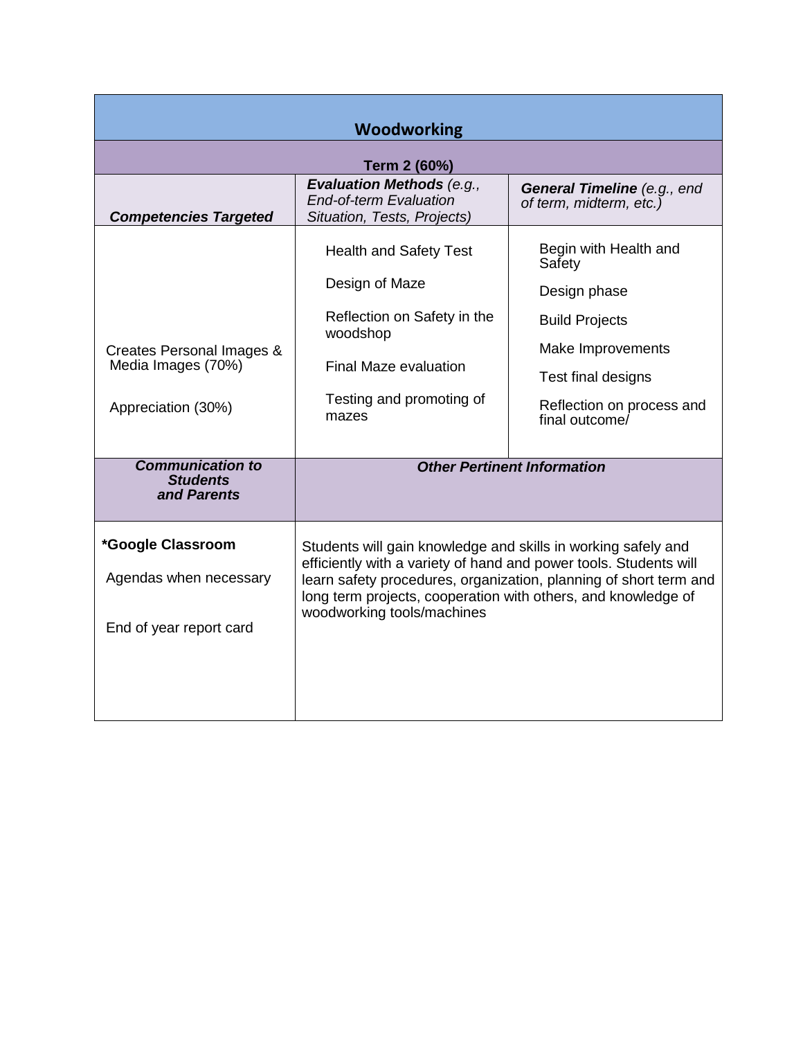| Woodworking | | |
|---|---|---|
| **Term 2 (60%)** | | |
| ***Competencies Targeted*** | ***Evaluation Methods*** *(e.g., End-of-term Evaluation Situation, Tests, Projects)* | ***General Timeline*** *(e.g., end of term, midterm, etc.)* |
| Creates Personal Images & Media Images (70%)<br><br>Appreciation (30%) | Health and Safety Test<br><br>Design of Maze<br><br>Reflection on Safety in the woodshop<br><br>Final Maze evaluation<br><br>Testing and promoting of mazes | Begin with Health and Safety<br><br>Design phase<br><br>Build Projects<br><br>Make Improvements<br><br>Test final designs<br><br>Reflection on process and final outcome/ |
| ***Communication to Students and Parents*** | ***Other Pertinent Information*** | |
| **\*Google Classroom**<br><br>Agendas when necessary<br><br>End of year report card | Students will gain knowledge and skills in working safely and efficiently with a variety of hand and power tools. Students will learn safety procedures, organization, planning of short term and long term projects, cooperation with others, and knowledge of woodworking tools/machines | |